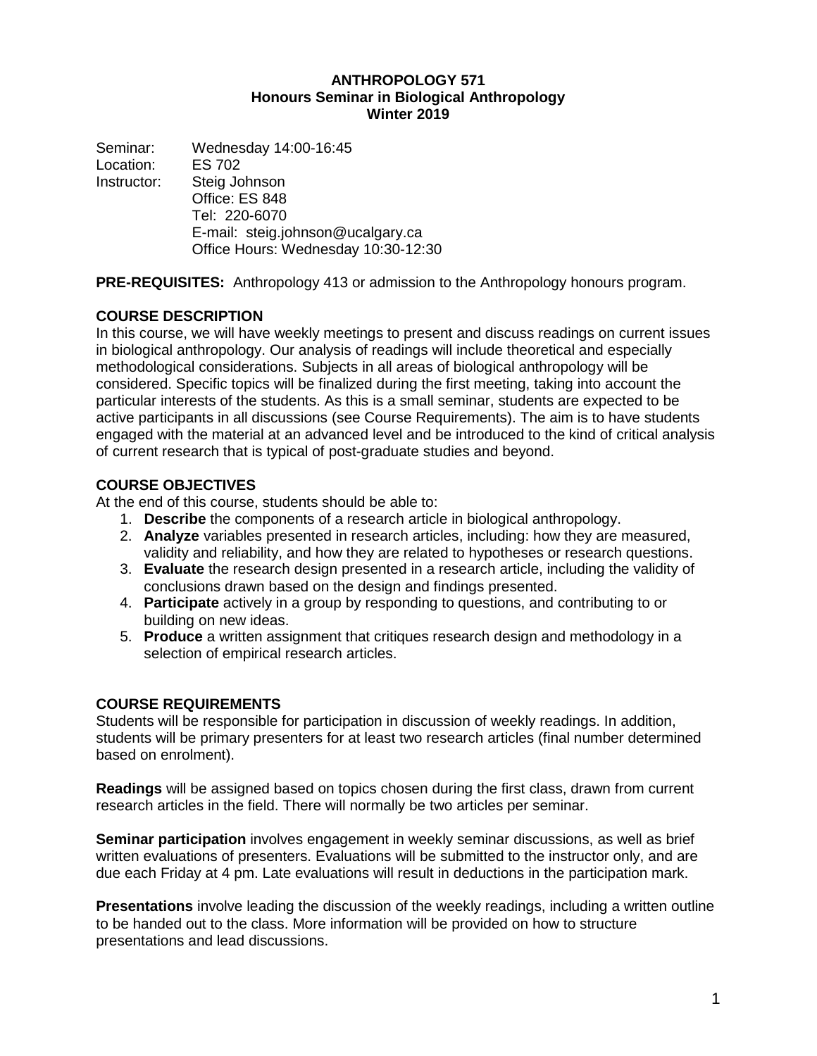# ANTHROPOLOGY 571
## Honours Seminar in Biological Anthropology
## Winter 2019

Seminar: Wednesday 14:00-16:45
Location: ES 702
Instructor: Steig Johnson
Office: ES 848
Tel: 220-6070
E-mail: steig.johnson@ucalgary.ca
Office Hours: Wednesday 10:30-12:30

**PRE-REQUISITES:** Anthropology 413 or admission to the Anthropology honours program.

### COURSE DESCRIPTION

In this course, we will have weekly meetings to present and discuss readings on current issues in biological anthropology. Our analysis of readings will include theoretical and especially methodological considerations. Subjects in all areas of biological anthropology will be considered. Specific topics will be finalized during the first meeting, taking into account the particular interests of the students. As this is a small seminar, students are expected to be active participants in all discussions (see Course Requirements). The aim is to have students engaged with the material at an advanced level and be introduced to the kind of critical analysis of current research that is typical of post-graduate studies and beyond.

### COURSE OBJECTIVES

At the end of this course, students should be able to:

1. **Describe** the components of a research article in biological anthropology.
2. **Analyze** variables presented in research articles, including: how they are measured, validity and reliability, and how they are related to hypotheses or research questions.
3. **Evaluate** the research design presented in a research article, including the validity of conclusions drawn based on the design and findings presented.
4. **Participate** actively in a group by responding to questions, and contributing to or building on new ideas.
5. **Produce** a written assignment that critiques research design and methodology in a selection of empirical research articles.

### COURSE REQUIREMENTS

Students will be responsible for participation in discussion of weekly readings. In addition, students will be primary presenters for at least two research articles (final number determined based on enrolment).

**Readings** will be assigned based on topics chosen during the first class, drawn from current research articles in the field. There will normally be two articles per seminar.

**Seminar participation** involves engagement in weekly seminar discussions, as well as brief written evaluations of presenters. Evaluations will be submitted to the instructor only, and are due each Friday at 4 pm. Late evaluations will result in deductions in the participation mark.

**Presentations** involve leading the discussion of the weekly readings, including a written outline to be handed out to the class. More information will be provided on how to structure presentations and lead discussions.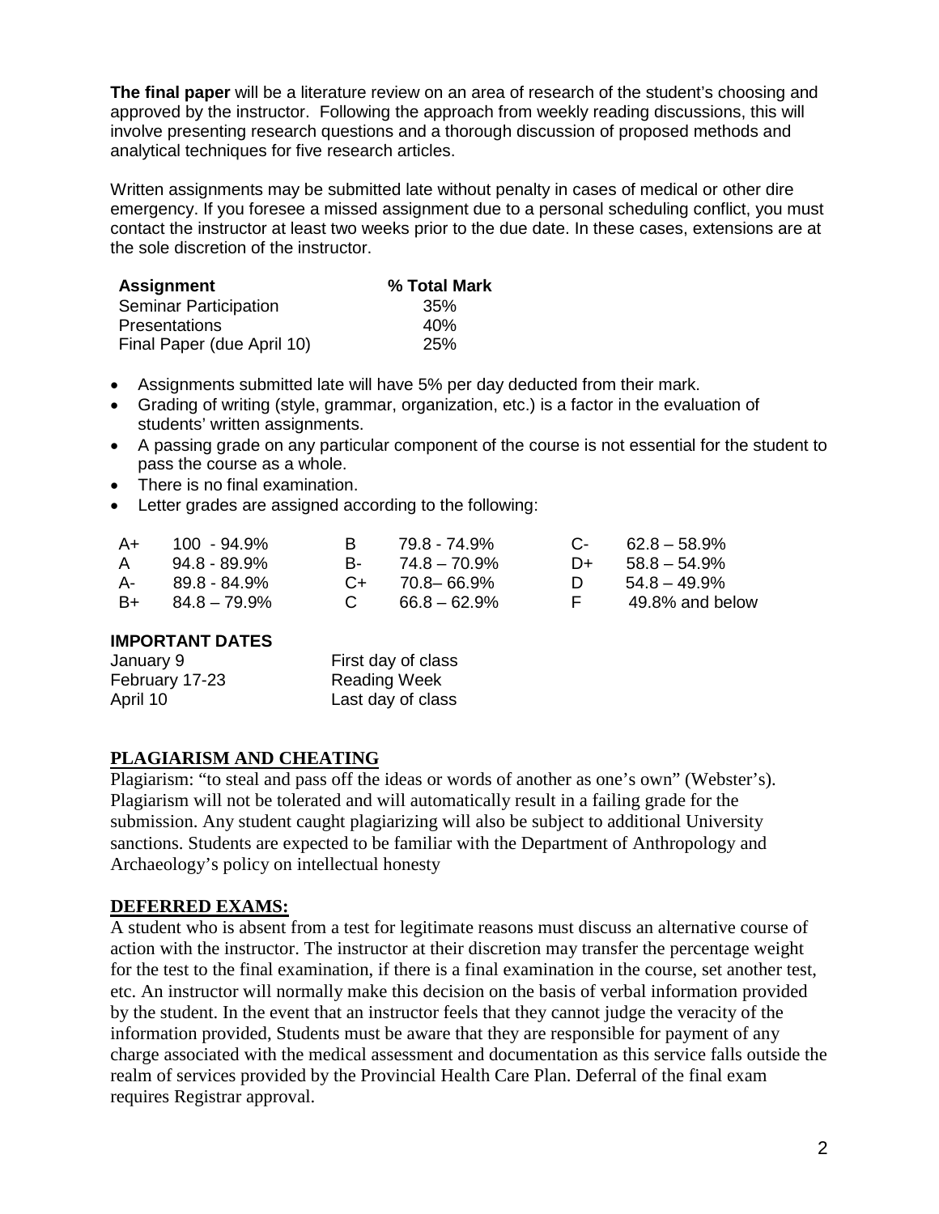**The final paper** will be a literature review on an area of research of the student's choosing and approved by the instructor. Following the approach from weekly reading discussions, this will involve presenting research questions and a thorough discussion of proposed methods and analytical techniques for five research articles.

Written assignments may be submitted late without penalty in cases of medical or other dire emergency. If you foresee a missed assignment due to a personal scheduling conflict, you must contact the instructor at least two weeks prior to the due date. In these cases, extensions are at the sole discretion of the instructor.

| Assignment | % Total Mark |
|---|---|
| Seminar Participation | 35% |
| Presentations | 40% |
| Final Paper (due April 10) | 25% |

- Assignments submitted late will have 5% per day deducted from their mark.
- Grading of writing (style, grammar, organization, etc.) is a factor in the evaluation of students' written assignments.
- A passing grade on any particular component of the course is not essential for the student to pass the course as a whole.
- There is no final examination.
- Letter grades are assigned according to the following:

| | | | | | |
|---|---|---|---|---|---|
| A+ | 100 - 94.9% | B | 79.8 - 74.9% | C- | 62.8 – 58.9% |
| A | 94.8 - 89.9% | B- | 74.8 – 70.9% | D+ | 58.8 – 54.9% |
| A- | 89.8 - 84.9% | C+ | 70.8– 66.9% | D | 54.8 – 49.9% |
| B+ | 84.8 – 79.9% | C | 66.8 – 62.9% | F | 49.8% and below |

**IMPORTANT DATES**

| | |
|---|---|
| January 9 | First day of class |
| February 17-23 | Reading Week |
| April 10 | Last day of class |

## PLAGIARISM AND CHEATING

Plagiarism: "to steal and pass off the ideas or words of another as one's own" (Webster's). Plagiarism will not be tolerated and will automatically result in a failing grade for the submission. Any student caught plagiarizing will also be subject to additional University sanctions. Students are expected to be familiar with the Department of Anthropology and Archaeology's policy on intellectual honesty

## DEFERRED EXAMS:

A student who is absent from a test for legitimate reasons must discuss an alternative course of action with the instructor. The instructor at their discretion may transfer the percentage weight for the test to the final examination, if there is a final examination in the course, set another test, etc. An instructor will normally make this decision on the basis of verbal information provided by the student. In the event that an instructor feels that they cannot judge the veracity of the information provided, Students must be aware that they are responsible for payment of any charge associated with the medical assessment and documentation as this service falls outside the realm of services provided by the Provincial Health Care Plan. Deferral of the final exam requires Registrar approval.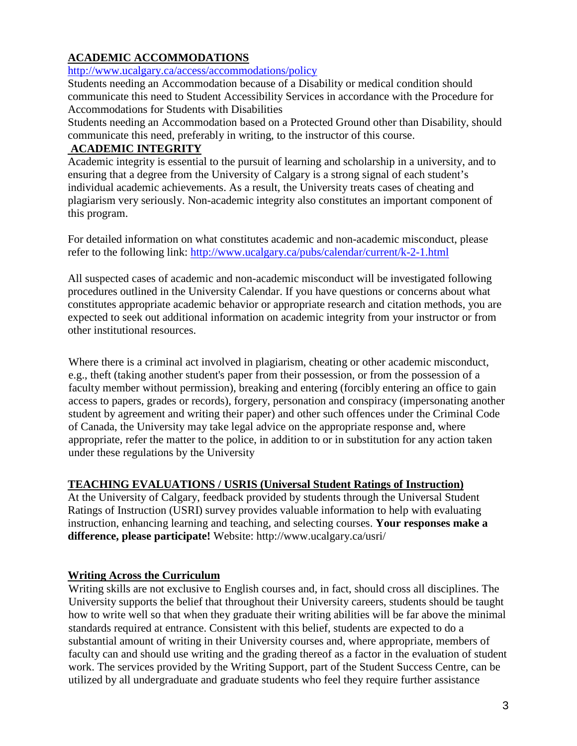## ACADEMIC ACCOMMODATIONS

http://www.ucalgary.ca/access/accommodations/policy

Students needing an Accommodation because of a Disability or medical condition should communicate this need to Student Accessibility Services in accordance with the Procedure for Accommodations for Students with Disabilities

Students needing an Accommodation based on a Protected Ground other than Disability, should communicate this need, preferably in writing, to the instructor of this course.

## ACADEMIC INTEGRITY

Academic integrity is essential to the pursuit of learning and scholarship in a university, and to ensuring that a degree from the University of Calgary is a strong signal of each student's individual academic achievements. As a result, the University treats cases of cheating and plagiarism very seriously. Non-academic integrity also constitutes an important component of this program.

For detailed information on what constitutes academic and non-academic misconduct, please refer to the following link: http://www.ucalgary.ca/pubs/calendar/current/k-2-1.html

All suspected cases of academic and non-academic misconduct will be investigated following procedures outlined in the University Calendar. If you have questions or concerns about what constitutes appropriate academic behavior or appropriate research and citation methods, you are expected to seek out additional information on academic integrity from your instructor or from other institutional resources.

Where there is a criminal act involved in plagiarism, cheating or other academic misconduct, e.g., theft (taking another student's paper from their possession, or from the possession of a faculty member without permission), breaking and entering (forcibly entering an office to gain access to papers, grades or records), forgery, personation and conspiracy (impersonating another student by agreement and writing their paper) and other such offences under the Criminal Code of Canada, the University may take legal advice on the appropriate response and, where appropriate, refer the matter to the police, in addition to or in substitution for any action taken under these regulations by the University

## TEACHING EVALUATIONS / USRIS (Universal Student Ratings of Instruction)

At the University of Calgary, feedback provided by students through the Universal Student Ratings of Instruction (USRI) survey provides valuable information to help with evaluating instruction, enhancing learning and teaching, and selecting courses. **Your responses make a difference, please participate!** Website: http://www.ucalgary.ca/usri/

## Writing Across the Curriculum

Writing skills are not exclusive to English courses and, in fact, should cross all disciplines. The University supports the belief that throughout their University careers, students should be taught how to write well so that when they graduate their writing abilities will be far above the minimal standards required at entrance. Consistent with this belief, students are expected to do a substantial amount of writing in their University courses and, where appropriate, members of faculty can and should use writing and the grading thereof as a factor in the evaluation of student work. The services provided by the Writing Support, part of the Student Success Centre, can be utilized by all undergraduate and graduate students who feel they require further assistance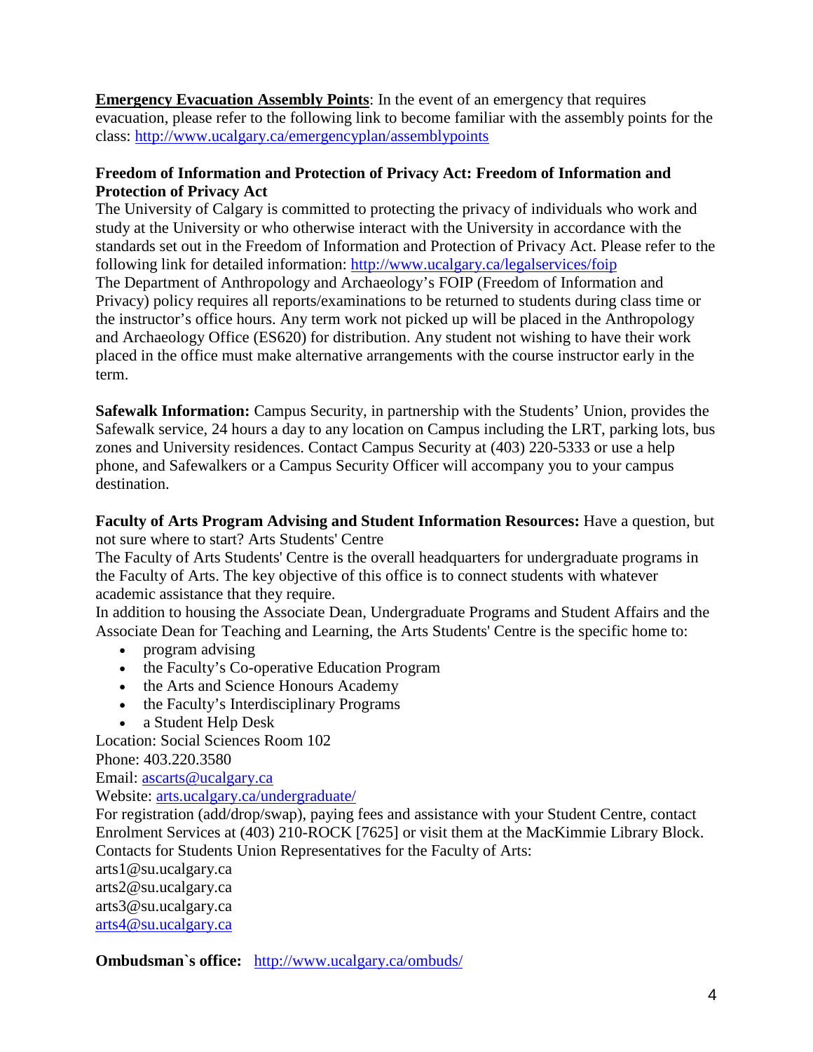**Emergency Evacuation Assembly Points**: In the event of an emergency that requires evacuation, please refer to the following link to become familiar with the assembly points for the class: http://www.ucalgary.ca/emergencyplan/assemblypoints

**Freedom of Information and Protection of Privacy Act: Freedom of Information and Protection of Privacy Act**

The University of Calgary is committed to protecting the privacy of individuals who work and study at the University or who otherwise interact with the University in accordance with the standards set out in the Freedom of Information and Protection of Privacy Act. Please refer to the following link for detailed information: http://www.ucalgary.ca/legalservices/foip

The Department of Anthropology and Archaeology's FOIP (Freedom of Information and Privacy) policy requires all reports/examinations to be returned to students during class time or the instructor's office hours. Any term work not picked up will be placed in the Anthropology and Archaeology Office (ES620) for distribution. Any student not wishing to have their work placed in the office must make alternative arrangements with the course instructor early in the term.

**Safewalk Information:** Campus Security, in partnership with the Students' Union, provides the Safewalk service, 24 hours a day to any location on Campus including the LRT, parking lots, bus zones and University residences. Contact Campus Security at (403) 220-5333 or use a help phone, and Safewalkers or a Campus Security Officer will accompany you to your campus destination.

**Faculty of Arts Program Advising and Student Information Resources:** Have a question, but not sure where to start? Arts Students' Centre

The Faculty of Arts Students' Centre is the overall headquarters for undergraduate programs in the Faculty of Arts. The key objective of this office is to connect students with whatever academic assistance that they require.

In addition to housing the Associate Dean, Undergraduate Programs and Student Affairs and the Associate Dean for Teaching and Learning, the Arts Students' Centre is the specific home to:

- program advising
- the Faculty's Co-operative Education Program
- the Arts and Science Honours Academy
- the Faculty's Interdisciplinary Programs
- a Student Help Desk

Location: Social Sciences Room 102
Phone: 403.220.3580
Email: ascarts@ucalgary.ca
Website: arts.ucalgary.ca/undergraduate/

For registration (add/drop/swap), paying fees and assistance with your Student Centre, contact Enrolment Services at (403) 210-ROCK [7625] or visit them at the MacKimmie Library Block.

Contacts for Students Union Representatives for the Faculty of Arts:
arts1@su.ucalgary.ca
arts2@su.ucalgary.ca
arts3@su.ucalgary.ca
arts4@su.ucalgary.ca

**Ombudsman`s office:** http://www.ucalgary.ca/ombuds/